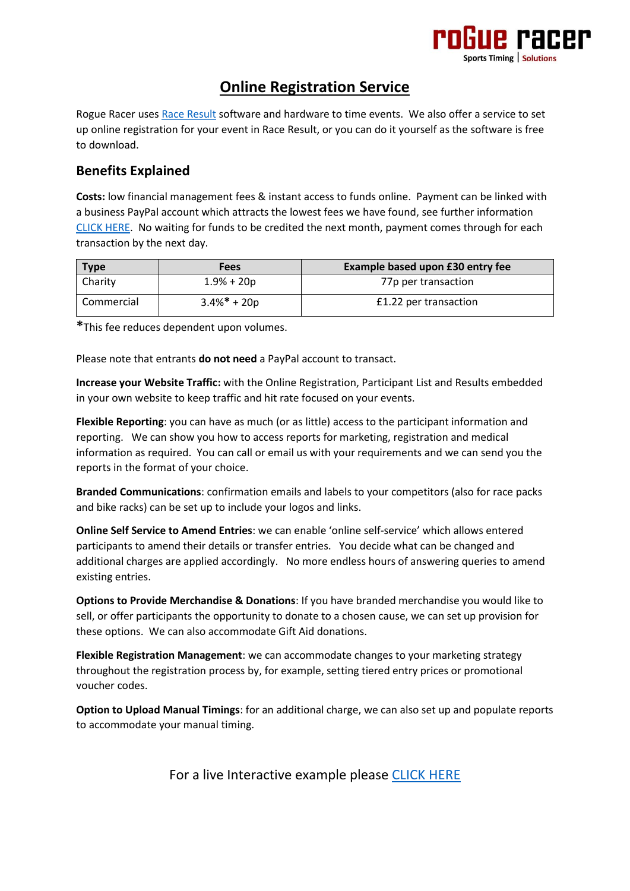# Online Registration Service

Rogue Racer uses Race Result software and hardware to time events. We also offer a service to set up online registration for your event in Race Result, or you can do it yourself as the software is free to download.

## Benefits Explained

**Costs:** low financial management fees & instant access to funds online. Payment can be linked with a business PayPal account which attracts the lowest fees we have found, see further information CLICK HERE. No waiting for funds to be credited the next month, payment comes through for each transaction by the next day.

| Type | Fees | Example based upon £30 entry fee |
|---|---|---|
| Charity | 1.9% + 20p | 77p per transaction |
| Commercial | 3.4%* + 20p | £1.22 per transaction |

*This fee reduces dependent upon volumes.

Please note that entrants **do not need** a PayPal account to transact.

**Increase your Website Traffic:** with the Online Registration, Participant List and Results embedded in your own website to keep traffic and hit rate focused on your events.

**Flexible Reporting**: you can have as much (or as little) access to the participant information and reporting. We can show you how to access reports for marketing, registration and medical information as required. You can call or email us with your requirements and we can send you the reports in the format of your choice.

**Branded Communications**: confirmation emails and labels to your competitors (also for race packs and bike racks) can be set up to include your logos and links.

**Online Self Service to Amend Entries**: we can enable 'online self-service' which allows entered participants to amend their details or transfer entries. You decide what can be changed and additional charges are applied accordingly. No more endless hours of answering queries to amend existing entries.

**Options to Provide Merchandise & Donations**: If you have branded merchandise you would like to sell, or offer participants the opportunity to donate to a chosen cause, we can set up provision for these options. We can also accommodate Gift Aid donations.

**Flexible Registration Management**: we can accommodate changes to your marketing strategy throughout the registration process by, for example, setting tiered entry prices or promotional voucher codes.

**Option to Upload Manual Timings**: for an additional charge, we can also set up and populate reports to accommodate your manual timing.

For a live Interactive example please CLICK HERE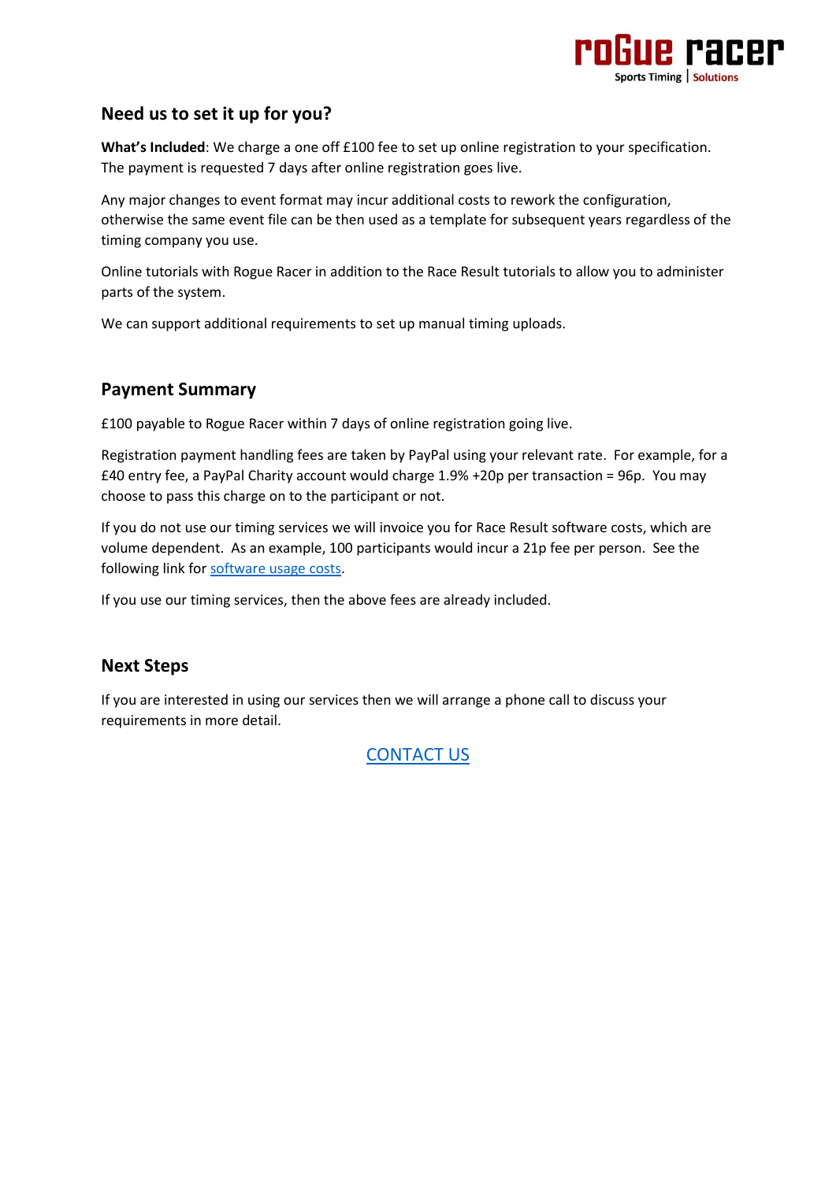## Need us to set it up for you?

**What's Included**: We charge a one off £100 fee to set up online registration to your specification. The payment is requested 7 days after online registration goes live.

Any major changes to event format may incur additional costs to rework the configuration, otherwise the same event file can be then used as a template for subsequent years regardless of the timing company you use.

Online tutorials with Rogue Racer in addition to the Race Result tutorials to allow you to administer parts of the system.

We can support additional requirements to set up manual timing uploads.

## Payment Summary

£100 payable to Rogue Racer within 7 days of online registration going live.

Registration payment handling fees are taken by PayPal using your relevant rate. For example, for a £40 entry fee, a PayPal Charity account would charge 1.9% +20p per transaction = 96p. You may choose to pass this charge on to the participant or not.

If you do not use our timing services we will invoice you for Race Result software costs, which are volume dependent. As an example, 100 participants would incur a 21p fee per person. See the following link for software usage costs.

If you use our timing services, then the above fees are already included.

## Next Steps

If you are interested in using our services then we will arrange a phone call to discuss your requirements in more detail.

CONTACT US